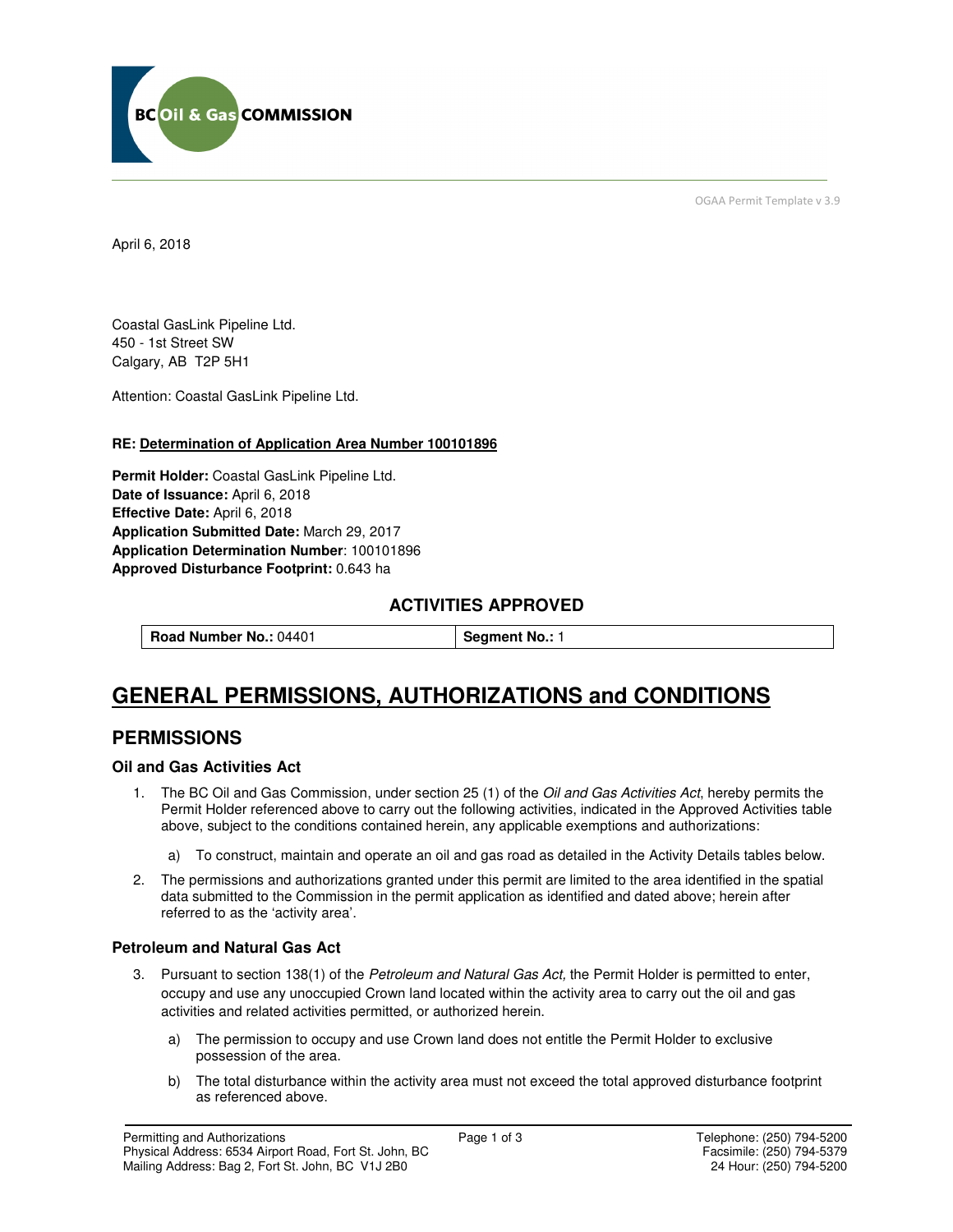OGAA Permit Template v 3.9

April 6, 2018

Coastal GasLink Pipeline Ltd.
450 - 1st Street SW
Calgary, AB T2P 5H1

Attention: Coastal GasLink Pipeline Ltd.

**RE: Determination of Application Area Number 100101896**

**Permit Holder:** Coastal GasLink Pipeline Ltd.
**Date of Issuance:** April 6, 2018
**Effective Date:** April 6, 2018
**Application Submitted Date:** March 29, 2017
**Application Determination Number**: 100101896
**Approved Disturbance Footprint:** 0.643 ha

### ACTIVITIES APPROVED

| **Road Number No.:** 04401 | **Segment No.:** 1 |
|---|---|

# GENERAL PERMISSIONS, AUTHORIZATIONS and CONDITIONS

## PERMISSIONS

### Oil and Gas Activities Act

1. The BC Oil and Gas Commission, under section 25 (1) of the *Oil and Gas Activities Act*, hereby permits the Permit Holder referenced above to carry out the following activities, indicated in the Approved Activities table above, subject to the conditions contained herein, any applicable exemptions and authorizations:

   a) To construct, maintain and operate an oil and gas road as detailed in the Activity Details tables below.

2. The permissions and authorizations granted under this permit are limited to the area identified in the spatial data submitted to the Commission in the permit application as identified and dated above; herein after referred to as the 'activity area'.

### Petroleum and Natural Gas Act

3. Pursuant to section 138(1) of the *Petroleum and Natural Gas Act,* the Permit Holder is permitted to enter, occupy and use any unoccupied Crown land located within the activity area to carry out the oil and gas activities and related activities permitted, or authorized herein.

   a) The permission to occupy and use Crown land does not entitle the Permit Holder to exclusive possession of the area.

   b) The total disturbance within the activity area must not exceed the total approved disturbance footprint as referenced above.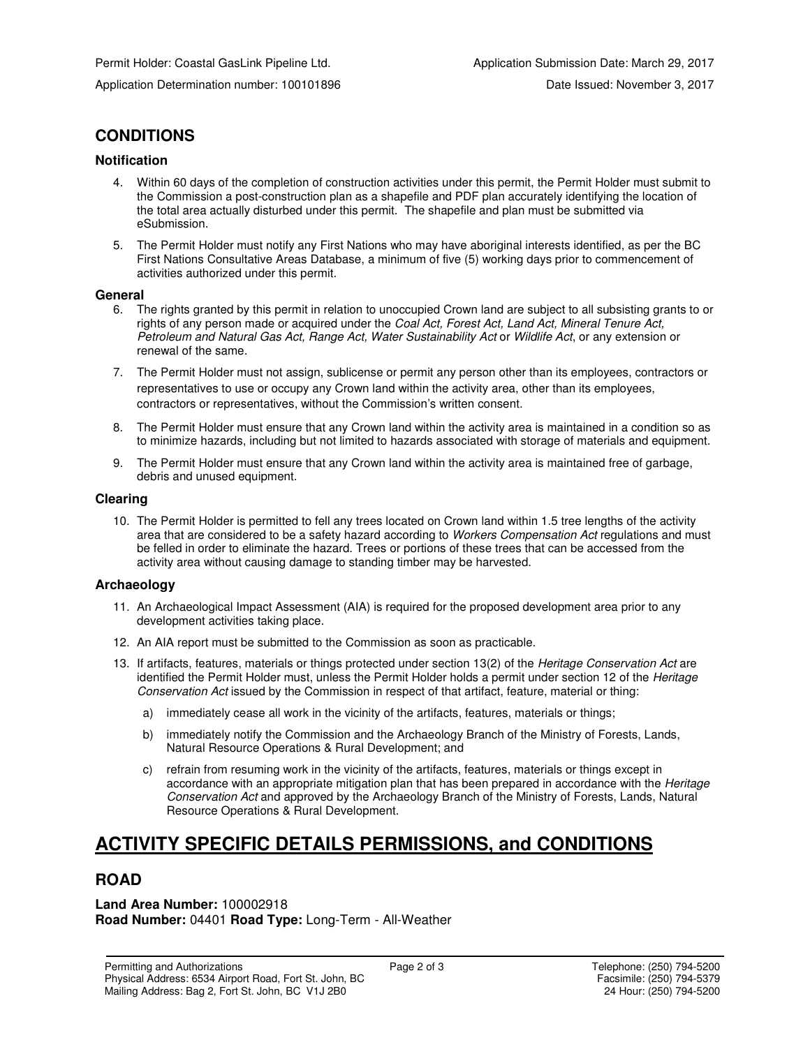Permit Holder: Coastal GasLink Pipeline Ltd.

Application Submission Date: March 29, 2017

Application Determination number: 100101896

Date Issued: November 3, 2017

## CONDITIONS

### Notification

4. Within 60 days of the completion of construction activities under this permit, the Permit Holder must submit to the Commission a post-construction plan as a shapefile and PDF plan accurately identifying the location of the total area actually disturbed under this permit. The shapefile and plan must be submitted via eSubmission.
5. The Permit Holder must notify any First Nations who may have aboriginal interests identified, as per the BC First Nations Consultative Areas Database, a minimum of five (5) working days prior to commencement of activities authorized under this permit.

### General

6. The rights granted by this permit in relation to unoccupied Crown land are subject to all subsisting grants to or rights of any person made or acquired under the *Coal Act, Forest Act, Land Act, Mineral Tenure Act, Petroleum and Natural Gas Act, Range Act, Water Sustainability Act* or *Wildlife Act*, or any extension or renewal of the same.
7. The Permit Holder must not assign, sublicense or permit any person other than its employees, contractors or representatives to use or occupy any Crown land within the activity area, other than its employees, contractors or representatives, without the Commission's written consent.
8. The Permit Holder must ensure that any Crown land within the activity area is maintained in a condition so as to minimize hazards, including but not limited to hazards associated with storage of materials and equipment.
9. The Permit Holder must ensure that any Crown land within the activity area is maintained free of garbage, debris and unused equipment.

### Clearing

10. The Permit Holder is permitted to fell any trees located on Crown land within 1.5 tree lengths of the activity area that are considered to be a safety hazard according to *Workers Compensation Act* regulations and must be felled in order to eliminate the hazard. Trees or portions of these trees that can be accessed from the activity area without causing damage to standing timber may be harvested.

### Archaeology

11. An Archaeological Impact Assessment (AIA) is required for the proposed development area prior to any development activities taking place.
12. An AIA report must be submitted to the Commission as soon as practicable.
13. If artifacts, features, materials or things protected under section 13(2) of the *Heritage Conservation Act* are identified the Permit Holder must, unless the Permit Holder holds a permit under section 12 of the *Heritage Conservation Act* issued by the Commission in respect of that artifact, feature, material or thing:
    a) immediately cease all work in the vicinity of the artifacts, features, materials or things;
    b) immediately notify the Commission and the Archaeology Branch of the Ministry of Forests, Lands, Natural Resource Operations & Rural Development; and
    c) refrain from resuming work in the vicinity of the artifacts, features, materials or things except in accordance with an appropriate mitigation plan that has been prepared in accordance with the *Heritage Conservation Act* and approved by the Archaeology Branch of the Ministry of Forests, Lands, Natural Resource Operations & Rural Development.

# ACTIVITY SPECIFIC DETAILS PERMISSIONS, and CONDITIONS

## ROAD

**Land Area Number:** 100002918
**Road Number:** 04401 **Road Type:** Long-Term - All-Weather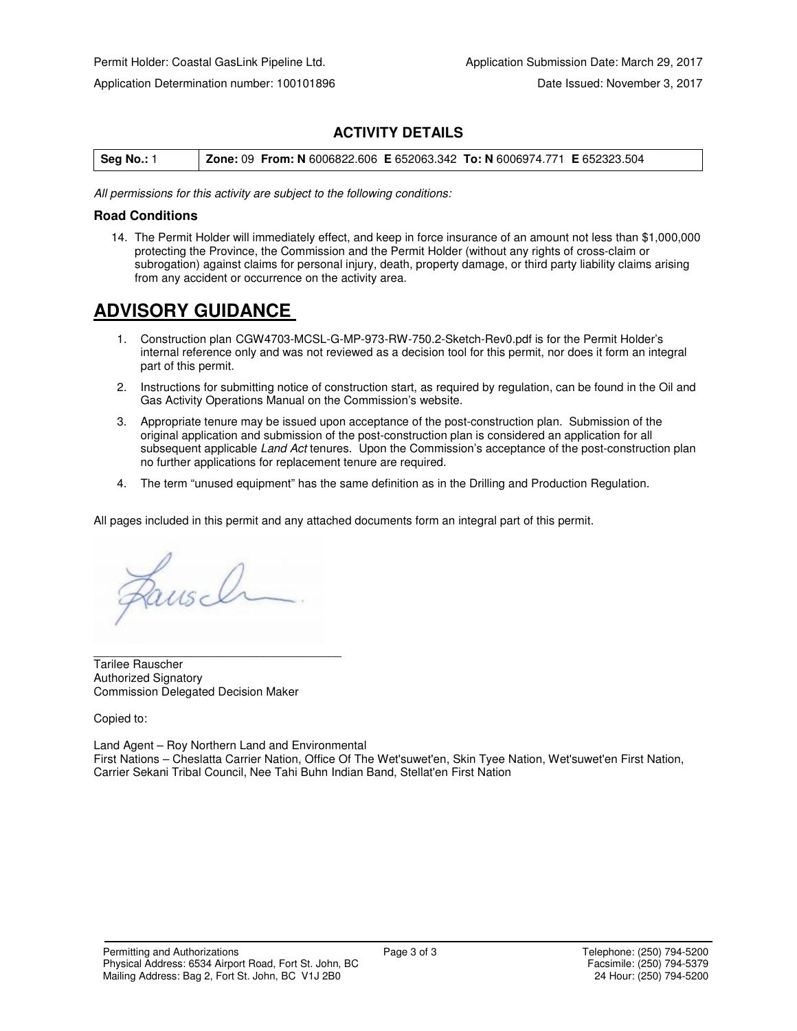Permit Holder: Coastal GasLink Pipeline Ltd. | Application Submission Date: March 29, 2017

Application Determination number: 100101896 | Date Issued: November 3, 2017

## ACTIVITY DETAILS

| | |
|---|---|
| **Seg No.:** 1 | **Zone:** 09 **From: N** 6006822.606 **E** 652063.342 **To: N** 6006974.771 **E** 652323.504 |

*All permissions for this activity are subject to the following conditions:*

### Road Conditions

14. The Permit Holder will immediately effect, and keep in force insurance of an amount not less than $1,000,000 protecting the Province, the Commission and the Permit Holder (without any rights of cross-claim or subrogation) against claims for personal injury, death, property damage, or third party liability claims arising from any accident or occurrence on the activity area.

# ADVISORY GUIDANCE

1. Construction plan CGW4703-MCSL-G-MP-973-RW-750.2-Sketch-Rev0.pdf is for the Permit Holder's internal reference only and was not reviewed as a decision tool for this permit, nor does it form an integral part of this permit.
2. Instructions for submitting notice of construction start, as required by regulation, can be found in the Oil and Gas Activity Operations Manual on the Commission's website.
3. Appropriate tenure may be issued upon acceptance of the post-construction plan. Submission of the original application and submission of the post-construction plan is considered an application for all subsequent applicable *Land Act* tenures. Upon the Commission's acceptance of the post-construction plan no further applications for replacement tenure are required.
4. The term "unused equipment" has the same definition as in the Drilling and Production Regulation.

All pages included in this permit and any attached documents form an integral part of this permit.

Tarilee Rauscher
Authorized Signatory
Commission Delegated Decision Maker

Copied to:

Land Agent – Roy Northern Land and Environmental
First Nations – Cheslatta Carrier Nation, Office Of The Wet'suwet'en, Skin Tyee Nation, Wet'suwet'en First Nation, Carrier Sekani Tribal Council, Nee Tahi Buhn Indian Band, Stellat'en First Nation

Permitting and Authorizations
Physical Address: 6534 Airport Road, Fort St. John, BC
Mailing Address: Bag 2, Fort St. John, BC V1J 2B0

Telephone: (250) 794-5200
Facsimile: (250) 794-5379
24 Hour: (250) 794-5200